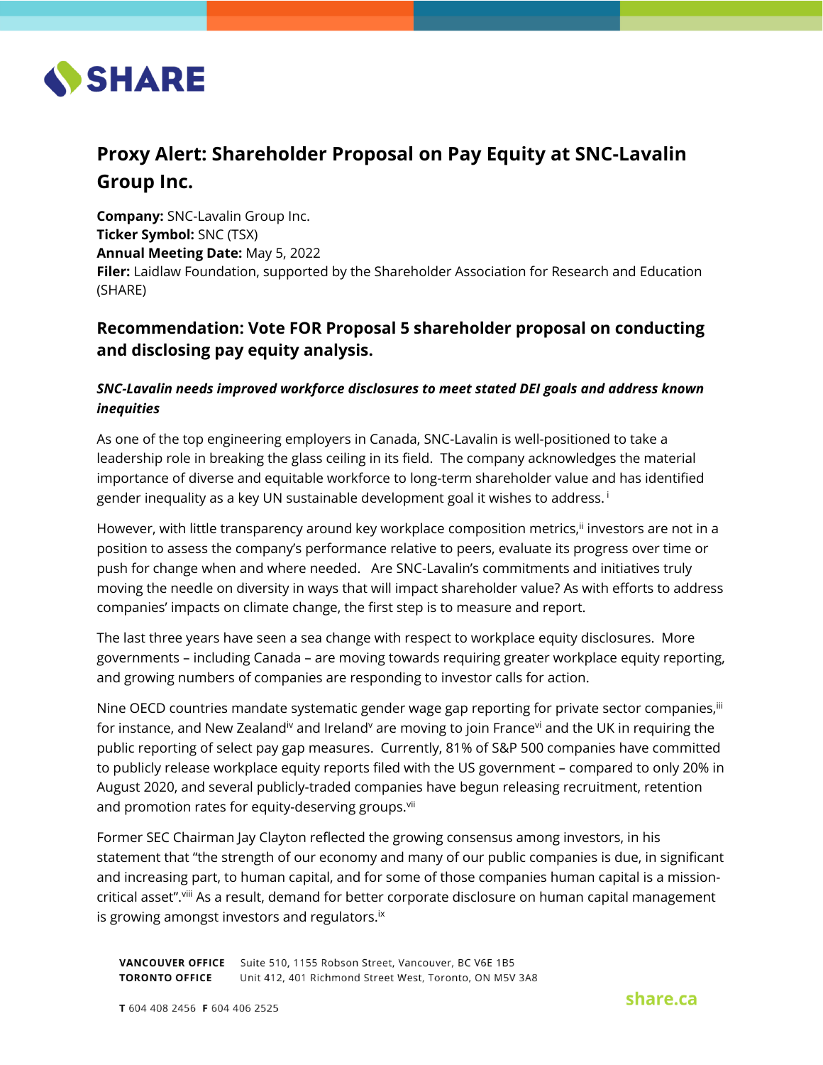# Proxy Alert: Shareholder Proposal on Pay Equity at SNC-Lavalin Group Inc.

**Company:** SNC-Lavalin Group Inc.
**Ticker Symbol:** SNC (TSX)
**Annual Meeting Date:** May 5, 2022
**Filer:** Laidlaw Foundation, supported by the Shareholder Association for Research and Education (SHARE)

## Recommendation: Vote FOR Proposal 5 shareholder proposal on conducting and disclosing pay equity analysis.

### *SNC-Lavalin needs improved workforce disclosures to meet stated DEI goals and address known inequities*

As one of the top engineering employers in Canada, SNC-Lavalin is well-positioned to take a leadership role in breaking the glass ceiling in its field. The company acknowledges the material importance of diverse and equitable workforce to long-term shareholder value and has identified gender inequality as a key UN sustainable development goal it wishes to address. [i]

However, with little transparency around key workplace composition metrics,[ii] investors are not in a position to assess the company's performance relative to peers, evaluate its progress over time or push for change when and where needed. Are SNC-Lavalin's commitments and initiatives truly moving the needle on diversity in ways that will impact shareholder value? As with efforts to address companies' impacts on climate change, the first step is to measure and report.

The last three years have seen a sea change with respect to workplace equity disclosures. More governments – including Canada – are moving towards requiring greater workplace equity reporting, and growing numbers of companies are responding to investor calls for action.

Nine OECD countries mandate systematic gender wage gap reporting for private sector companies,[iii] for instance, and New Zealand[iv] and Ireland[v] are moving to join France[vi] and the UK in requiring the public reporting of select pay gap measures. Currently, 81% of S&P 500 companies have committed to publicly release workplace equity reports filed with the US government – compared to only 20% in August 2020, and several publicly-traded companies have begun releasing recruitment, retention and promotion rates for equity-deserving groups.[vii]

Former SEC Chairman Jay Clayton reflected the growing consensus among investors, in his statement that "the strength of our economy and many of our public companies is due, in significant and increasing part, to human capital, and for some of those companies human capital is a mission-critical asset".[viii] As a result, demand for better corporate disclosure on human capital management is growing amongst investors and regulators.[ix]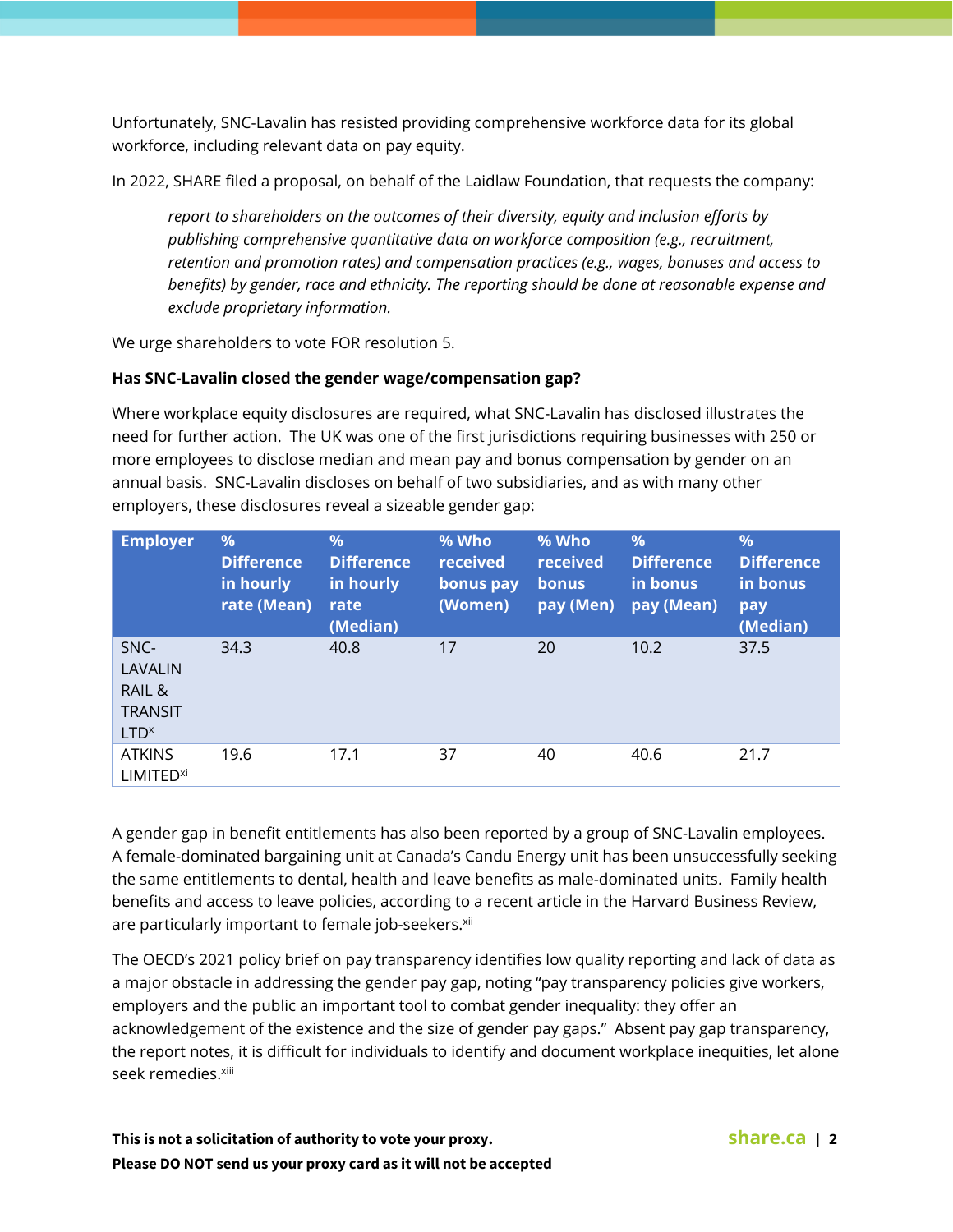Unfortunately, SNC-Lavalin has resisted providing comprehensive workforce data for its global workforce, including relevant data on pay equity.

In 2022, SHARE filed a proposal, on behalf of the Laidlaw Foundation, that requests the company:

> *report to shareholders on the outcomes of their diversity, equity and inclusion efforts by publishing comprehensive quantitative data on workforce composition (e.g., recruitment, retention and promotion rates) and compensation practices (e.g., wages, bonuses and access to benefits) by gender, race and ethnicity. The reporting should be done at reasonable expense and exclude proprietary information.*

We urge shareholders to vote FOR resolution 5.

**Has SNC-Lavalin closed the gender wage/compensation gap?**

Where workplace equity disclosures are required, what SNC-Lavalin has disclosed illustrates the need for further action. The UK was one of the first jurisdictions requiring businesses with 250 or more employees to disclose median and mean pay and bonus compensation by gender on an annual basis. SNC-Lavalin discloses on behalf of two subsidiaries, and as with many other employers, these disclosures reveal a sizeable gender gap:

| Employer | % Difference in hourly rate (Mean) | % Difference in hourly rate (Median) | % Who received bonus pay (Women) | % Who received bonus pay (Men) | % Difference in bonus pay (Mean) | % Difference in bonus pay (Median) |
|---|---|---|---|---|---|---|
| SNC-LAVALIN RAIL & TRANSIT LTD[x] | 34.3 | 40.8 | 17 | 20 | 10.2 | 37.5 |
| ATKINS LIMITED[xi] | 19.6 | 17.1 | 37 | 40 | 40.6 | 21.7 |

A gender gap in benefit entitlements has also been reported by a group of SNC-Lavalin employees. A female-dominated bargaining unit at Canada's Candu Energy unit has been unsuccessfully seeking the same entitlements to dental, health and leave benefits as male-dominated units. Family health benefits and access to leave policies, according to a recent article in the Harvard Business Review, are particularly important to female job-seekers.[xii]

The OECD's 2021 policy brief on pay transparency identifies low quality reporting and lack of data as a major obstacle in addressing the gender pay gap, noting "pay transparency policies give workers, employers and the public an important tool to combat gender inequality: they offer an acknowledgement of the existence and the size of gender pay gaps." Absent pay gap transparency, the report notes, it is difficult for individuals to identify and document workplace inequities, let alone seek remedies.[xiii]

**This is not a solicitation of authority to vote your proxy.**
**Please DO NOT send us your proxy card as it will not be accepted**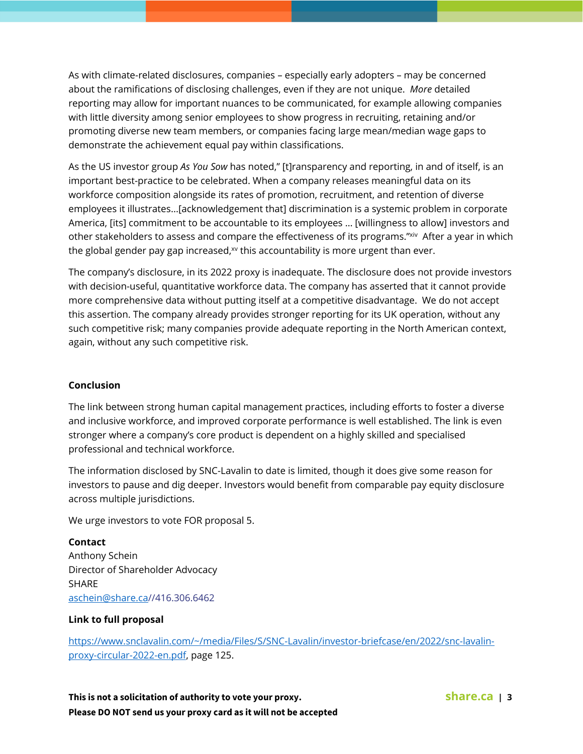As with climate-related disclosures, companies – especially early adopters – may be concerned about the ramifications of disclosing challenges, even if they are not unique. *More* detailed reporting may allow for important nuances to be communicated, for example allowing companies with little diversity among senior employees to show progress in recruiting, retaining and/or promoting diverse new team members, or companies facing large mean/median wage gaps to demonstrate the achievement equal pay within classifications.

As the US investor group *As You Sow* has noted," [t]ransparency and reporting, in and of itself, is an important best-practice to be celebrated. When a company releases meaningful data on its workforce composition alongside its rates of promotion, recruitment, and retention of diverse employees it illustrates…[acknowledgement that] discrimination is a systemic problem in corporate America, [its] commitment to be accountable to its employees … [willingness to allow] investors and other stakeholders to assess and compare the effectiveness of its programs."[xiv] After a year in which the global gender pay gap increased,[xv] this accountability is more urgent than ever.

The company's disclosure, in its 2022 proxy is inadequate. The disclosure does not provide investors with decision-useful, quantitative workforce data. The company has asserted that it cannot provide more comprehensive data without putting itself at a competitive disadvantage. We do not accept this assertion. The company already provides stronger reporting for its UK operation, without any such competitive risk; many companies provide adequate reporting in the North American context, again, without any such competitive risk.

**Conclusion**

The link between strong human capital management practices, including efforts to foster a diverse and inclusive workforce, and improved corporate performance is well established. The link is even stronger where a company's core product is dependent on a highly skilled and specialised professional and technical workforce.

The information disclosed by SNC-Lavalin to date is limited, though it does give some reason for investors to pause and dig deeper. Investors would benefit from comparable pay equity disclosure across multiple jurisdictions.

We urge investors to vote FOR proposal 5.

**Contact**
Anthony Schein
Director of Shareholder Advocacy
SHARE
[aschein@share.ca](mailto:aschein@share.ca)//416.306.6462

**Link to full proposal**

[https://www.snclavalin.com/~/media/Files/S/SNC-Lavalin/investor-briefcase/en/2022/snc-lavalin-proxy-circular-2022-en.pdf](https://www.snclavalin.com/~/media/Files/S/SNC-Lavalin/investor-briefcase/en/2022/snc-lavalin-proxy-circular-2022-en.pdf), page 125.

**This is not a solicitation of authority to vote your proxy.**
**Please DO NOT send us your proxy card as it will not be accepted**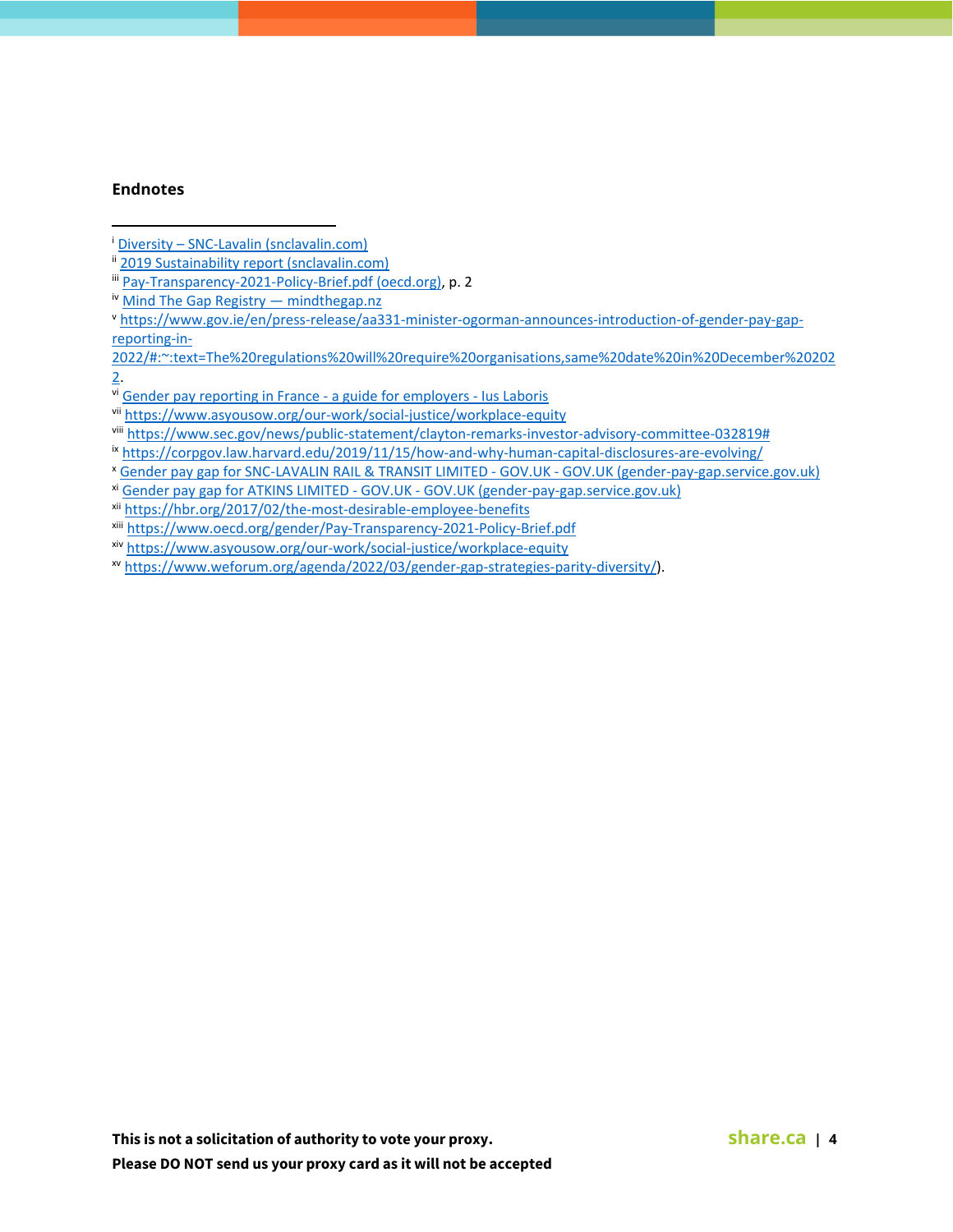**Endnotes**

[i] Diversity – SNC-Lavalin (snclavalin.com)

[ii] 2019 Sustainability report (snclavalin.com)

[iii] Pay-Transparency-2021-Policy-Brief.pdf (oecd.org), p. 2

[iv] Mind The Gap Registry — mindthegap.nz

[v] https://www.gov.ie/en/press-release/aa331-minister-ogorman-announces-introduction-of-gender-pay-gap-reporting-in-2022/#:~:text=The%20regulations%20will%20require%20organisations,same%20date%20in%20December%202022.

[vi] Gender pay reporting in France - a guide for employers - Ius Laboris

[vii] https://www.asyousow.org/our-work/social-justice/workplace-equity

[viii] https://www.sec.gov/news/public-statement/clayton-remarks-investor-advisory-committee-032819#

[ix] https://corpgov.law.harvard.edu/2019/11/15/how-and-why-human-capital-disclosures-are-evolving/

[x] Gender pay gap for SNC-LAVALIN RAIL & TRANSIT LIMITED - GOV.UK - GOV.UK (gender-pay-gap.service.gov.uk)

[xi] Gender pay gap for ATKINS LIMITED - GOV.UK - GOV.UK (gender-pay-gap.service.gov.uk)

[xii] https://hbr.org/2017/02/the-most-desirable-employee-benefits

[xiii] https://www.oecd.org/gender/Pay-Transparency-2021-Policy-Brief.pdf

[xiv] https://www.asyousow.org/our-work/social-justice/workplace-equity

[xv] https://www.weforum.org/agenda/2022/03/gender-gap-strategies-parity-diversity/).

**This is not a solicitation of authority to vote your proxy.**

**Please DO NOT send us your proxy card as it will not be accepted**